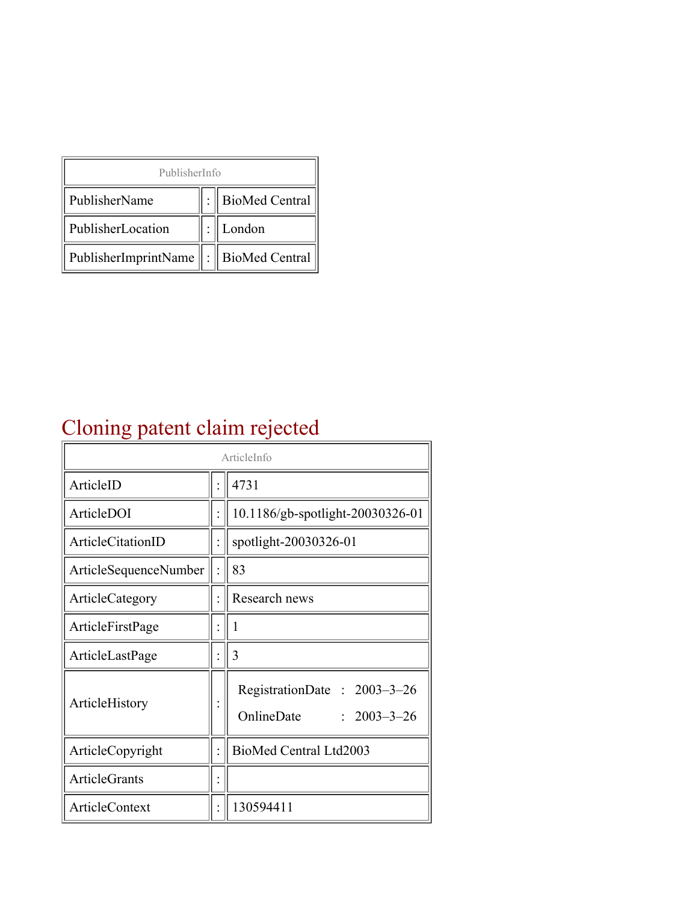| PublisherInfo | | |
|---|---|---|
| PublisherName | : | BioMed Central |
| PublisherLocation | : | London |
| PublisherImprintName | : | BioMed Central |

# Cloning patent claim rejected

| ArticleInfo | | |
|---|---|---|
| ArticleID | : | 4731 |
| ArticleDOI | : | 10.1186/gb-spotlight-20030326-01 |
| ArticleCitationID | : | spotlight-20030326-01 |
| ArticleSequenceNumber | : | 83 |
| ArticleCategory | : | Research news |
| ArticleFirstPage | : | 1 |
| ArticleLastPage | : | 3 |
| ArticleHistory | : | RegistrationDate : 2003–3–26<br>OnlineDate : 2003–3–26 |
| ArticleCopyright | : | BioMed Central Ltd2003 |
| ArticleGrants | : | |
| ArticleContext | : | 130594411 |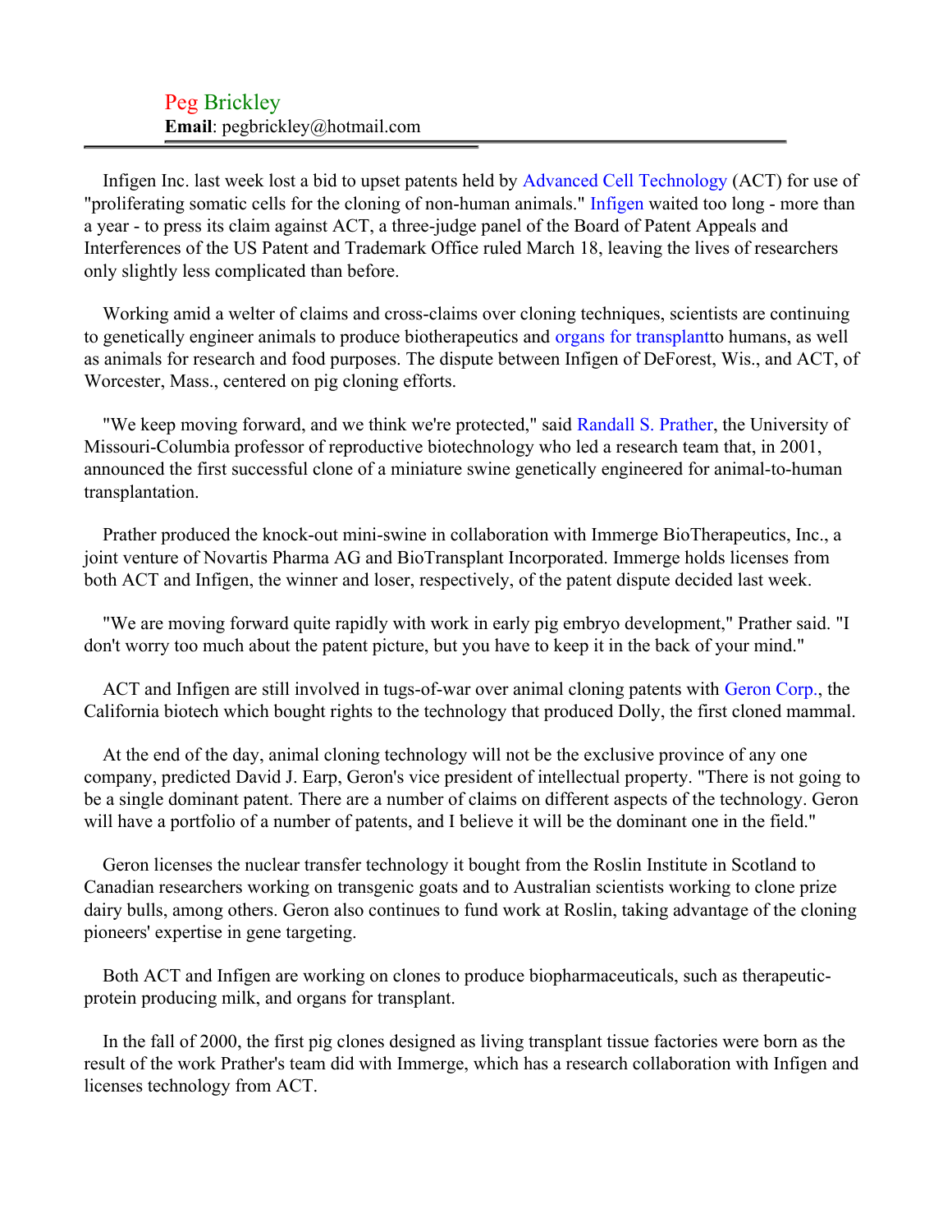Peg Brickley
**Email**: pegbrickley@hotmail.com

---

Infigen Inc. last week lost a bid to upset patents held by Advanced Cell Technology (ACT) for use of "proliferating somatic cells for the cloning of non-human animals." Infigen waited too long - more than a year - to press its claim against ACT, a three-judge panel of the Board of Patent Appeals and Interferences of the US Patent and Trademark Office ruled March 18, leaving the lives of researchers only slightly less complicated than before.

Working amid a welter of claims and cross-claims over cloning techniques, scientists are continuing to genetically engineer animals to produce biotherapeutics and organs for transplantto humans, as well as animals for research and food purposes. The dispute between Infigen of DeForest, Wis., and ACT, of Worcester, Mass., centered on pig cloning efforts.

"We keep moving forward, and we think we're protected," said Randall S. Prather, the University of Missouri-Columbia professor of reproductive biotechnology who led a research team that, in 2001, announced the first successful clone of a miniature swine genetically engineered for animal-to-human transplantation.

Prather produced the knock-out mini-swine in collaboration with Immerge BioTherapeutics, Inc., a joint venture of Novartis Pharma AG and BioTransplant Incorporated. Immerge holds licenses from both ACT and Infigen, the winner and loser, respectively, of the patent dispute decided last week.

"We are moving forward quite rapidly with work in early pig embryo development," Prather said. "I don't worry too much about the patent picture, but you have to keep it in the back of your mind."

ACT and Infigen are still involved in tugs-of-war over animal cloning patents with Geron Corp., the California biotech which bought rights to the technology that produced Dolly, the first cloned mammal.

At the end of the day, animal cloning technology will not be the exclusive province of any one company, predicted David J. Earp, Geron's vice president of intellectual property. "There is not going to be a single dominant patent. There are a number of claims on different aspects of the technology. Geron will have a portfolio of a number of patents, and I believe it will be the dominant one in the field."

Geron licenses the nuclear transfer technology it bought from the Roslin Institute in Scotland to Canadian researchers working on transgenic goats and to Australian scientists working to clone prize dairy bulls, among others. Geron also continues to fund work at Roslin, taking advantage of the cloning pioneers' expertise in gene targeting.

Both ACT and Infigen are working on clones to produce biopharmaceuticals, such as therapeutic-protein producing milk, and organs for transplant.

In the fall of 2000, the first pig clones designed as living transplant tissue factories were born as the result of the work Prather's team did with Immerge, which has a research collaboration with Infigen and licenses technology from ACT.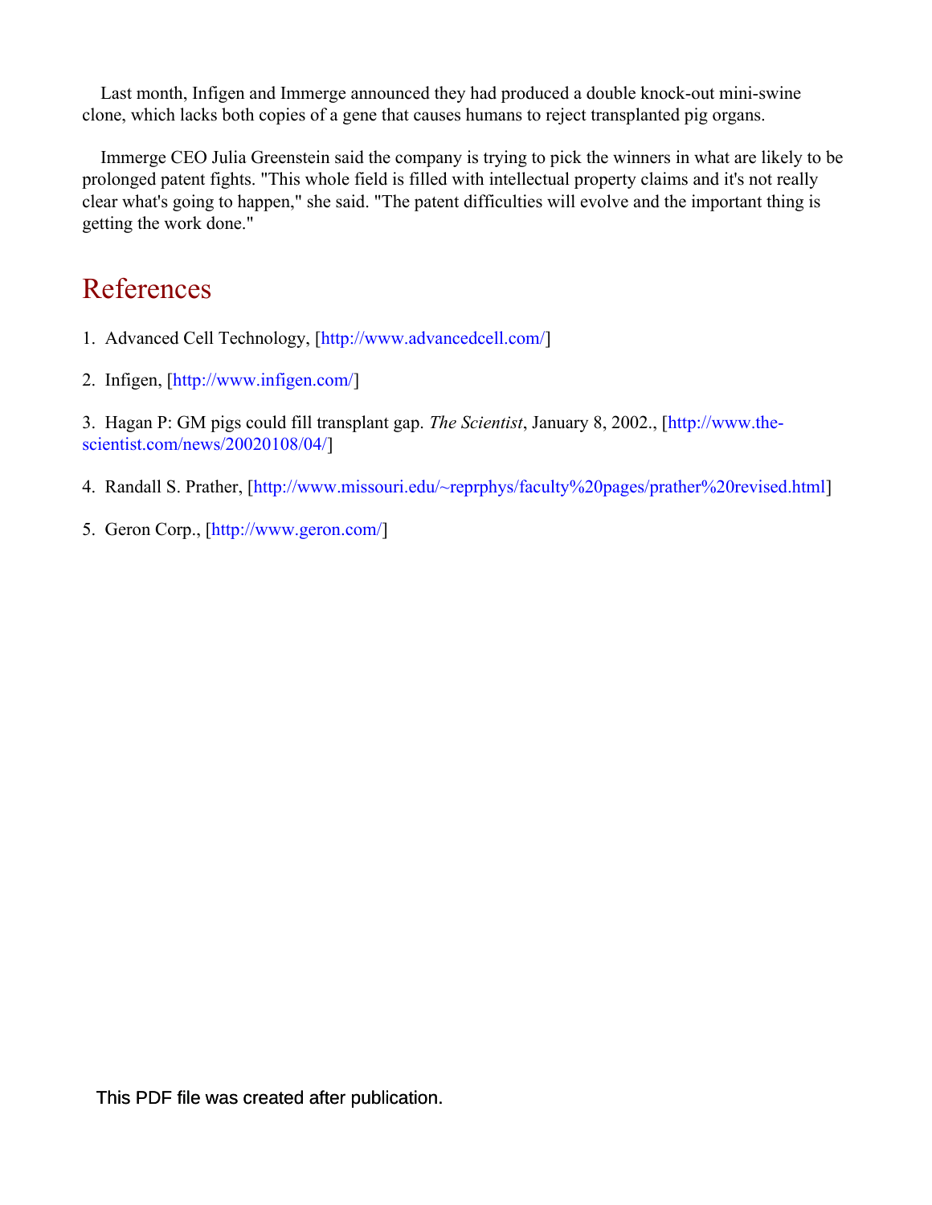Last month, Infigen and Immerge announced they had produced a double knock-out mini-swine clone, which lacks both copies of a gene that causes humans to reject transplanted pig organs.

Immerge CEO Julia Greenstein said the company is trying to pick the winners in what are likely to be prolonged patent fights. "This whole field is filled with intellectual property claims and it's not really clear what's going to happen," she said. "The patent difficulties will evolve and the important thing is getting the work done."

## References

1. Advanced Cell Technology, [http://www.advancedcell.com/]

2. Infigen, [http://www.infigen.com/]

3. Hagan P: GM pigs could fill transplant gap. *The Scientist*, January 8, 2002., [http://www.the-scientist.com/news/20020108/04/]

4. Randall S. Prather, [http://www.missouri.edu/~reprphys/faculty%20pages/prather%20revised.html]

5. Geron Corp., [http://www.geron.com/]

This PDF file was created after publication.